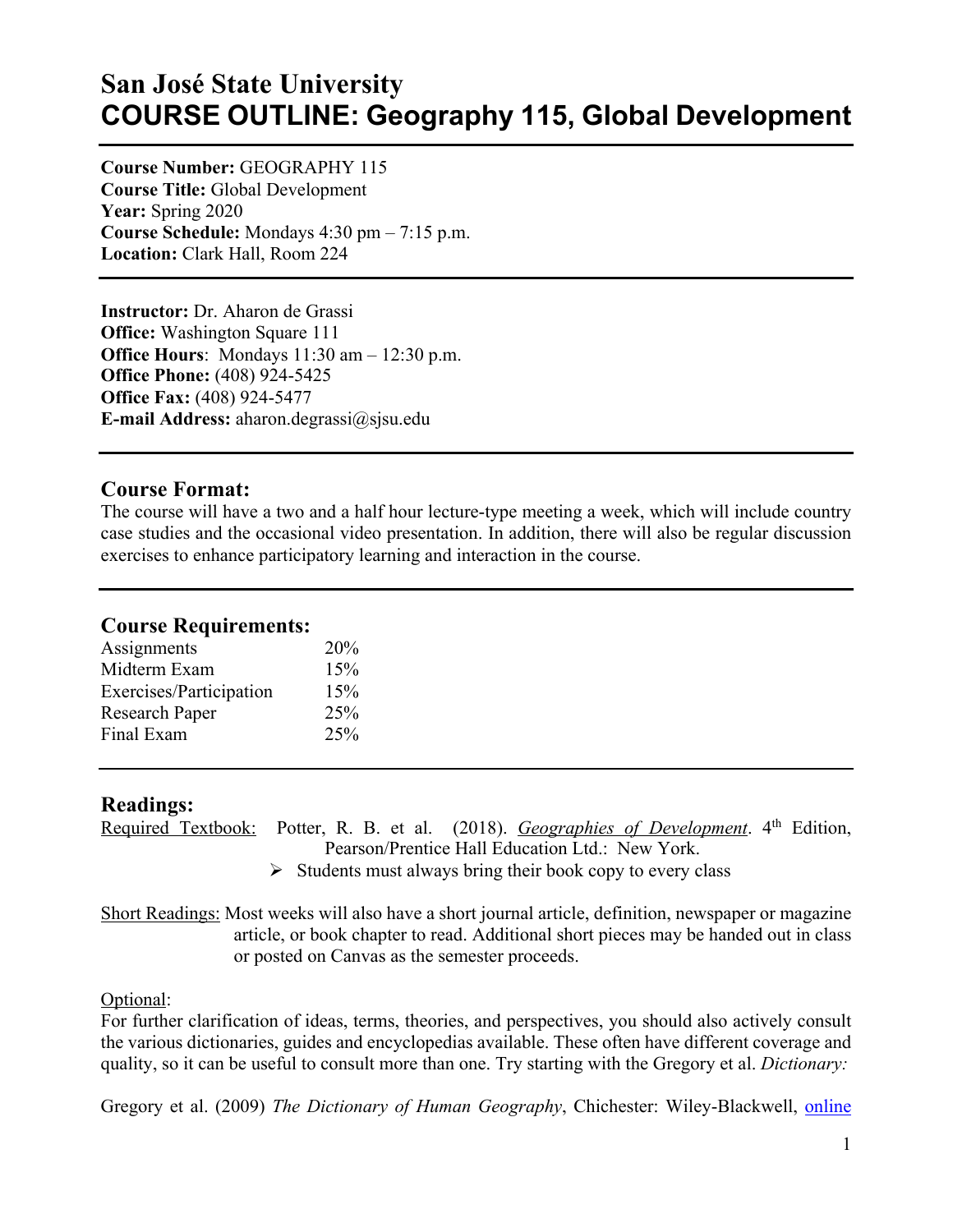# San José State University
# COURSE OUTLINE: Geography 115, Global Development

**Course Number:** GEOGRAPHY 115
**Course Title:** Global Development
**Year:** Spring 2020
**Course Schedule:** Mondays 4:30 pm – 7:15 p.m.
**Location:** Clark Hall, Room 224

---

**Instructor:** Dr. Aharon de Grassi
**Office:** Washington Square 111
**Office Hours**: Mondays 11:30 am – 12:30 p.m.
**Office Phone:** (408) 924-5425
**Office Fax:** (408) 924-5477
**E-mail Address:** aharon.degrassi@sjsu.edu

---

## Course Format:

The course will have a two and a half hour lecture-type meeting a week, which will include country case studies and the occasional video presentation. In addition, there will also be regular discussion exercises to enhance participatory learning and interaction in the course.

---

## Course Requirements:

| | |
|---|---|
| Assignments | 20% |
| Midterm Exam | 15% |
| Exercises/Participation | 15% |
| Research Paper | 25% |
| Final Exam | 25% |

---

## Readings:

Required Textbook: Potter, R. B. et al. (2018). *Geographies of Development*. 4th Edition, Pearson/Prentice Hall Education Ltd.: New York.

- Students must always bring their book copy to every class

Short Readings: Most weeks will also have a short journal article, definition, newspaper or magazine article, or book chapter to read. Additional short pieces may be handed out in class or posted on Canvas as the semester proceeds.

Optional:

For further clarification of ideas, terms, theories, and perspectives, you should also actively consult the various dictionaries, guides and encyclopedias available. These often have different coverage and quality, so it can be useful to consult more than one. Try starting with the Gregory et al. *Dictionary:*

Gregory et al. (2009) *The Dictionary of Human Geography*, Chichester: Wiley-Blackwell, online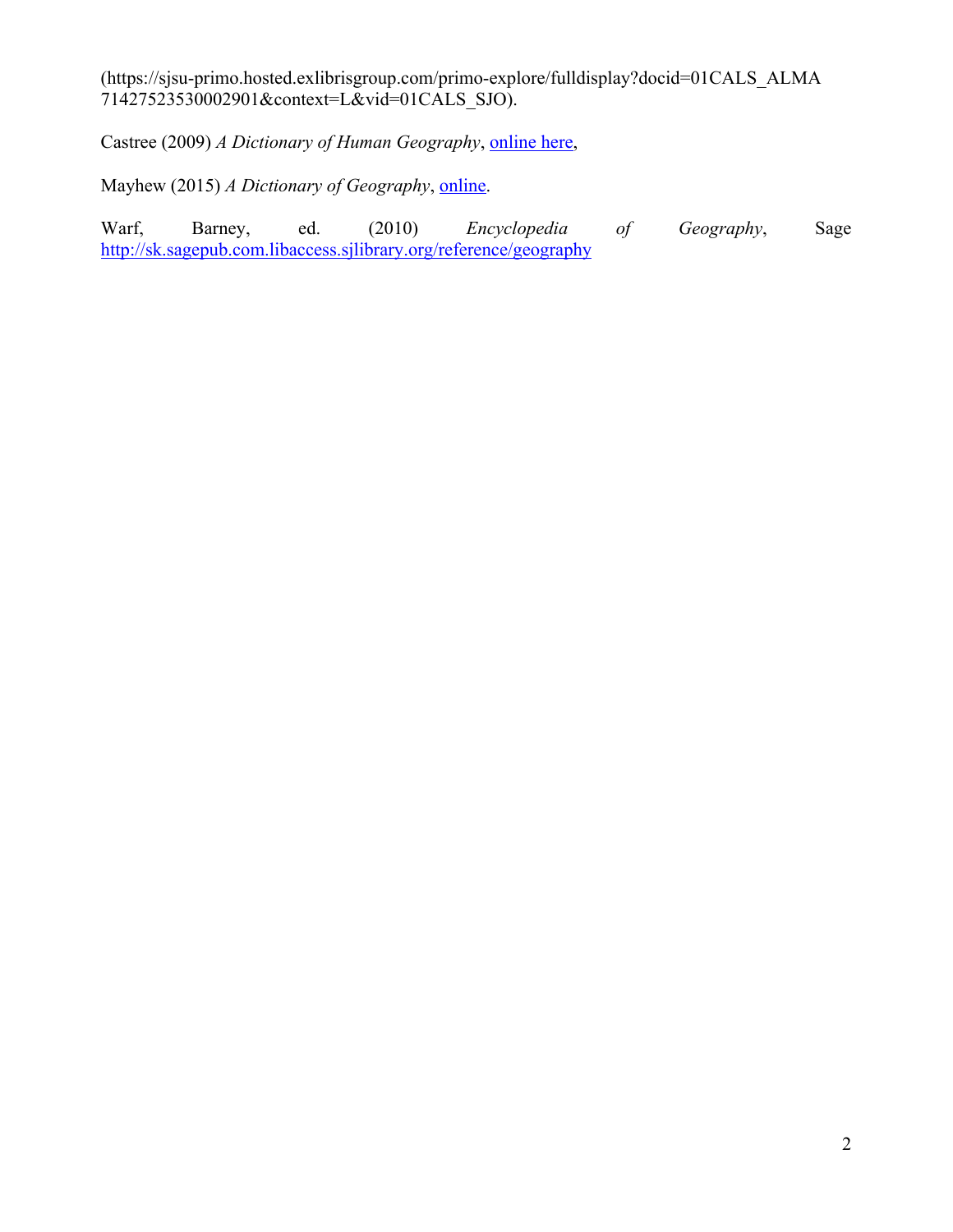(https://sjsu-primo.hosted.exlibrisgroup.com/primo-explore/fulldisplay?docid=01CALS_ALMA71427523530002901&context=L&vid=01CALS_SJO).

Castree (2009) *A Dictionary of Human Geography*, online here,

Mayhew (2015) *A Dictionary of Geography*, online.

Warf, Barney, ed. (2010) *Encyclopedia of Geography*, Sage http://sk.sagepub.com.libaccess.sjlibrary.org/reference/geography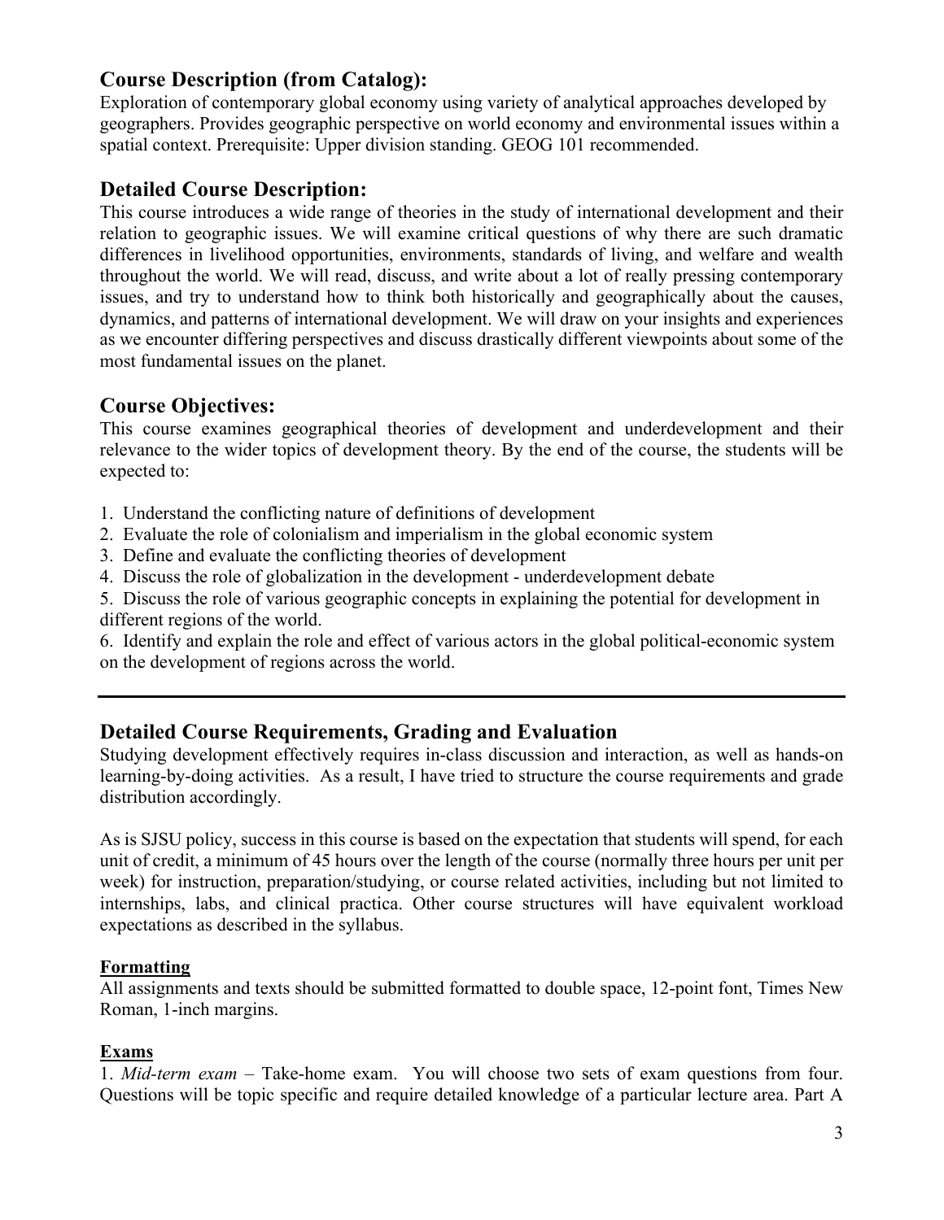## Course Description (from Catalog):

Exploration of contemporary global economy using variety of analytical approaches developed by geographers. Provides geographic perspective on world economy and environmental issues within a spatial context. Prerequisite: Upper division standing. GEOG 101 recommended.

## Detailed Course Description:

This course introduces a wide range of theories in the study of international development and their relation to geographic issues. We will examine critical questions of why there are such dramatic differences in livelihood opportunities, environments, standards of living, and welfare and wealth throughout the world. We will read, discuss, and write about a lot of really pressing contemporary issues, and try to understand how to think both historically and geographically about the causes, dynamics, and patterns of international development. We will draw on your insights and experiences as we encounter differing perspectives and discuss drastically different viewpoints about some of the most fundamental issues on the planet.

## Course Objectives:

This course examines geographical theories of development and underdevelopment and their relevance to the wider topics of development theory. By the end of the course, the students will be expected to:

1. Understand the conflicting nature of definitions of development
2. Evaluate the role of colonialism and imperialism in the global economic system
3. Define and evaluate the conflicting theories of development
4. Discuss the role of globalization in the development - underdevelopment debate
5. Discuss the role of various geographic concepts in explaining the potential for development in different regions of the world.
6. Identify and explain the role and effect of various actors in the global political-economic system on the development of regions across the world.

---

## Detailed Course Requirements, Grading and Evaluation

Studying development effectively requires in-class discussion and interaction, as well as hands-on learning-by-doing activities. As a result, I have tried to structure the course requirements and grade distribution accordingly.

As is SJSU policy, success in this course is based on the expectation that students will spend, for each unit of credit, a minimum of 45 hours over the length of the course (normally three hours per unit per week) for instruction, preparation/studying, or course related activities, including but not limited to internships, labs, and clinical practica. Other course structures will have equivalent workload expectations as described in the syllabus.

### Formatting

All assignments and texts should be submitted formatted to double space, 12-point font, Times New Roman, 1-inch margins.

### Exams

1. *Mid-term exam* – Take-home exam. You will choose two sets of exam questions from four. Questions will be topic specific and require detailed knowledge of a particular lecture area. Part A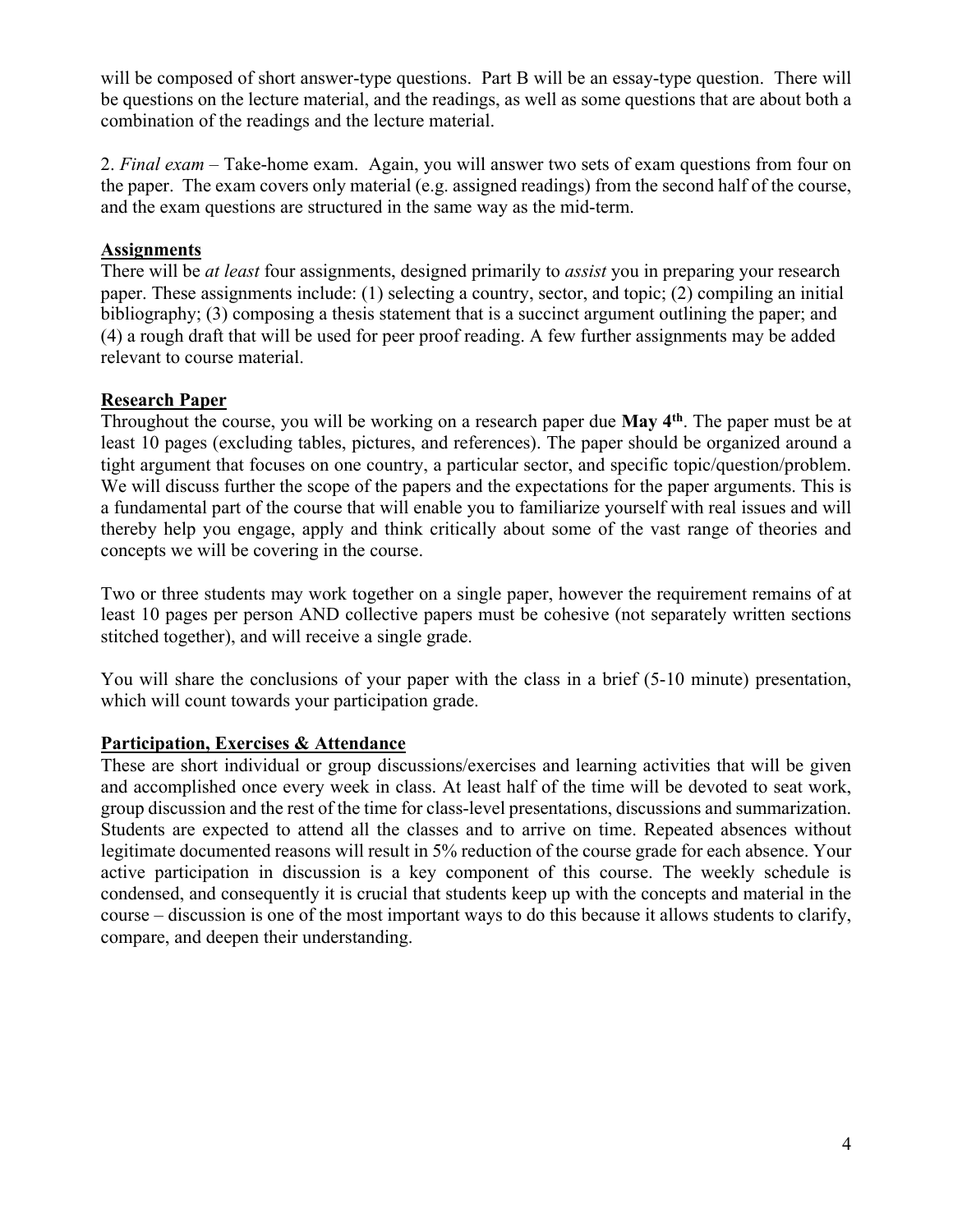will be composed of short answer-type questions. Part B will be an essay-type question. There will be questions on the lecture material, and the readings, as well as some questions that are about both a combination of the readings and the lecture material.

2. *Final exam* – Take-home exam. Again, you will answer two sets of exam questions from four on the paper. The exam covers only material (e.g. assigned readings) from the second half of the course, and the exam questions are structured in the same way as the mid-term.

## Assignments

There will be *at least* four assignments, designed primarily to *assist* you in preparing your research paper. These assignments include: (1) selecting a country, sector, and topic; (2) compiling an initial bibliography; (3) composing a thesis statement that is a succinct argument outlining the paper; and (4) a rough draft that will be used for peer proof reading. A few further assignments may be added relevant to course material.

## Research Paper

Throughout the course, you will be working on a research paper due **May 4th**. The paper must be at least 10 pages (excluding tables, pictures, and references). The paper should be organized around a tight argument that focuses on one country, a particular sector, and specific topic/question/problem. We will discuss further the scope of the papers and the expectations for the paper arguments. This is a fundamental part of the course that will enable you to familiarize yourself with real issues and will thereby help you engage, apply and think critically about some of the vast range of theories and concepts we will be covering in the course.

Two or three students may work together on a single paper, however the requirement remains of at least 10 pages per person AND collective papers must be cohesive (not separately written sections stitched together), and will receive a single grade.

You will share the conclusions of your paper with the class in a brief (5-10 minute) presentation, which will count towards your participation grade.

## Participation, Exercises & Attendance

These are short individual or group discussions/exercises and learning activities that will be given and accomplished once every week in class. At least half of the time will be devoted to seat work, group discussion and the rest of the time for class-level presentations, discussions and summarization. Students are expected to attend all the classes and to arrive on time. Repeated absences without legitimate documented reasons will result in 5% reduction of the course grade for each absence. Your active participation in discussion is a key component of this course. The weekly schedule is condensed, and consequently it is crucial that students keep up with the concepts and material in the course – discussion is one of the most important ways to do this because it allows students to clarify, compare, and deepen their understanding.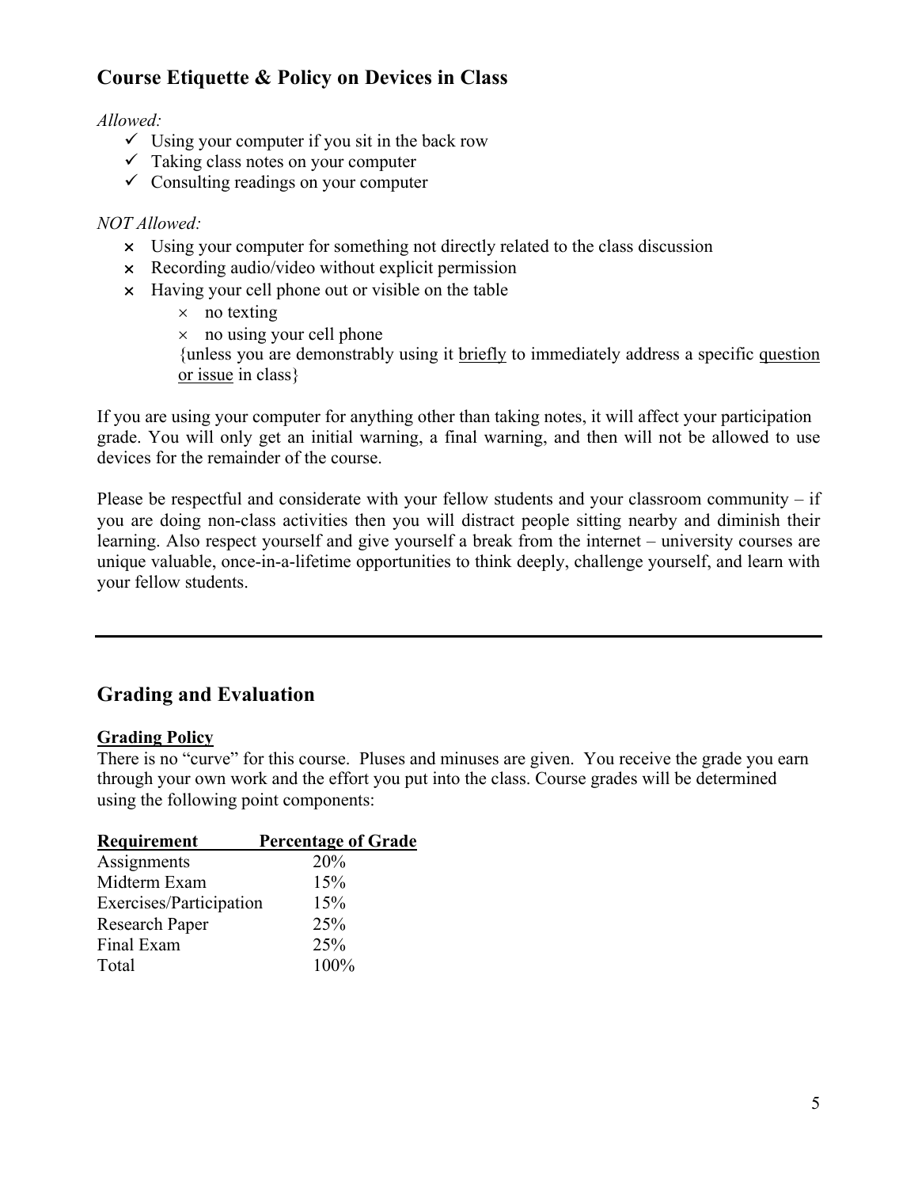## Course Etiquette & Policy on Devices in Class

*Allowed:*

- ✓ Using your computer if you sit in the back row
- ✓ Taking class notes on your computer
- ✓ Consulting readings on your computer

*NOT Allowed:*

- × Using your computer for something not directly related to the class discussion
- × Recording audio/video without explicit permission
- × Having your cell phone out or visible on the table
  - × no texting
  - × no using your cell phone

  {unless you are demonstrably using it <u>briefly</u> to immediately address a specific <u>question or issue</u> in class}

If you are using your computer for anything other than taking notes, it will affect your participation grade. You will only get an initial warning, a final warning, and then will not be allowed to use devices for the remainder of the course.

Please be respectful and considerate with your fellow students and your classroom community – if you are doing non-class activities then you will distract people sitting nearby and diminish their learning. Also respect yourself and give yourself a break from the internet – university courses are unique valuable, once-in-a-lifetime opportunities to think deeply, challenge yourself, and learn with your fellow students.

---

## Grading and Evaluation

**<u>Grading Policy</u>**

There is no "curve" for this course. Pluses and minuses are given. You receive the grade you earn through your own work and the effort you put into the class. Course grades will be determined using the following point components:

| Requirement | Percentage of Grade |
|---|---|
| Assignments | 20% |
| Midterm Exam | 15% |
| Exercises/Participation | 15% |
| Research Paper | 25% |
| Final Exam | 25% |
| Total | 100% |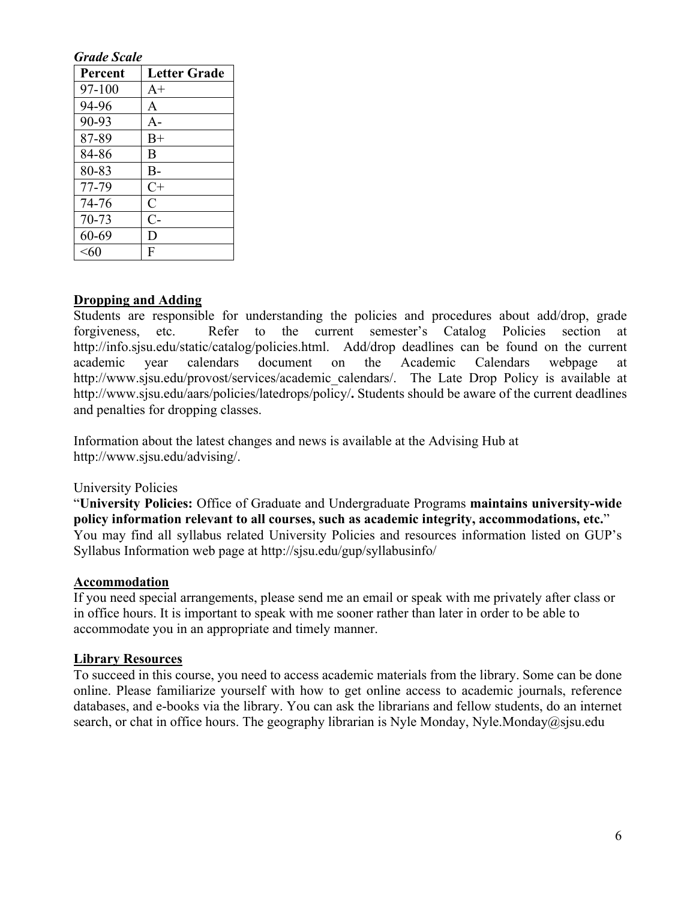***Grade Scale***

| Percent | Letter Grade |
|---|---|
| 97-100 | A+ |
| 94-96 | A |
| 90-93 | A- |
| 87-89 | B+ |
| 84-86 | B |
| 80-83 | B- |
| 77-79 | C+ |
| 74-76 | C |
| 70-73 | C- |
| 60-69 | D |
| <60 | F |

## Dropping and Adding

Students are responsible for understanding the policies and procedures about add/drop, grade forgiveness, etc. Refer to the current semester's Catalog Policies section at http://info.sjsu.edu/static/catalog/policies.html. Add/drop deadlines can be found on the current academic year calendars document on the Academic Calendars webpage at http://www.sjsu.edu/provost/services/academic_calendars/. The Late Drop Policy is available at http://www.sjsu.edu/aars/policies/latedrops/policy/**.** Students should be aware of the current deadlines and penalties for dropping classes.

Information about the latest changes and news is available at the Advising Hub at http://www.sjsu.edu/advising/.

University Policies

"**University Policies:** Office of Graduate and Undergraduate Programs **maintains university-wide policy information relevant to all courses, such as academic integrity, accommodations, etc.**" You may find all syllabus related University Policies and resources information listed on GUP's Syllabus Information web page at http://sjsu.edu/gup/syllabusinfo/

## Accommodation

If you need special arrangements, please send me an email or speak with me privately after class or in office hours. It is important to speak with me sooner rather than later in order to be able to accommodate you in an appropriate and timely manner.

## Library Resources

To succeed in this course, you need to access academic materials from the library. Some can be done online. Please familiarize yourself with how to get online access to academic journals, reference databases, and e-books via the library. You can ask the librarians and fellow students, do an internet search, or chat in office hours. The geography librarian is Nyle Monday, Nyle.Monday@sjsu.edu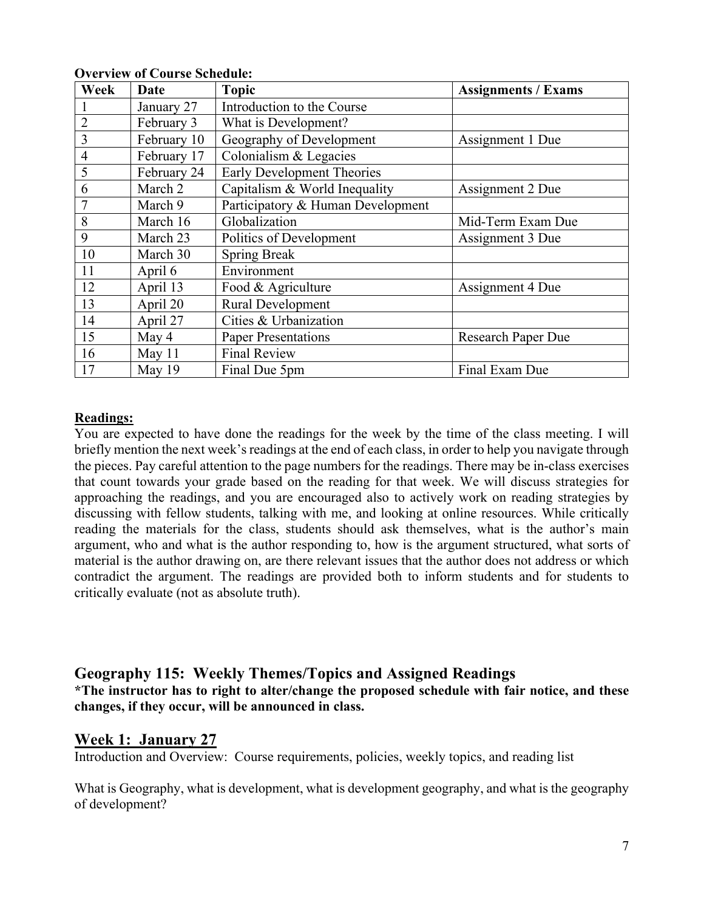**Overview of Course Schedule:**

| Week | Date | Topic | Assignments / Exams |
|---|---|---|---|
| 1 | January 27 | Introduction to the Course | |
| 2 | February 3 | What is Development? | |
| 3 | February 10 | Geography of Development | Assignment 1 Due |
| 4 | February 17 | Colonialism & Legacies | |
| 5 | February 24 | Early Development Theories | |
| 6 | March 2 | Capitalism & World Inequality | Assignment 2 Due |
| 7 | March 9 | Participatory & Human Development | |
| 8 | March 16 | Globalization | Mid-Term Exam Due |
| 9 | March 23 | Politics of Development | Assignment 3 Due |
| 10 | March 30 | Spring Break | |
| 11 | April 6 | Environment | |
| 12 | April 13 | Food & Agriculture | Assignment 4 Due |
| 13 | April 20 | Rural Development | |
| 14 | April 27 | Cities & Urbanization | |
| 15 | May 4 | Paper Presentations | Research Paper Due |
| 16 | May 11 | Final Review | |
| 17 | May 19 | Final Due 5pm | Final Exam Due |

**Readings:**

You are expected to have done the readings for the week by the time of the class meeting. I will briefly mention the next week's readings at the end of each class, in order to help you navigate through the pieces. Pay careful attention to the page numbers for the readings. There may be in-class exercises that count towards your grade based on the reading for that week. We will discuss strategies for approaching the readings, and you are encouraged also to actively work on reading strategies by discussing with fellow students, talking with me, and looking at online resources. While critically reading the materials for the class, students should ask themselves, what is the author's main argument, who and what is the author responding to, how is the argument structured, what sorts of material is the author drawing on, are there relevant issues that the author does not address or which contradict the argument. The readings are provided both to inform students and for students to critically evaluate (not as absolute truth).

## Geography 115: Weekly Themes/Topics and Assigned Readings

**\*The instructor has to right to alter/change the proposed schedule with fair notice, and these changes, if they occur, will be announced in class.**

### Week 1: January 27

Introduction and Overview: Course requirements, policies, weekly topics, and reading list

What is Geography, what is development, what is development geography, and what is the geography of development?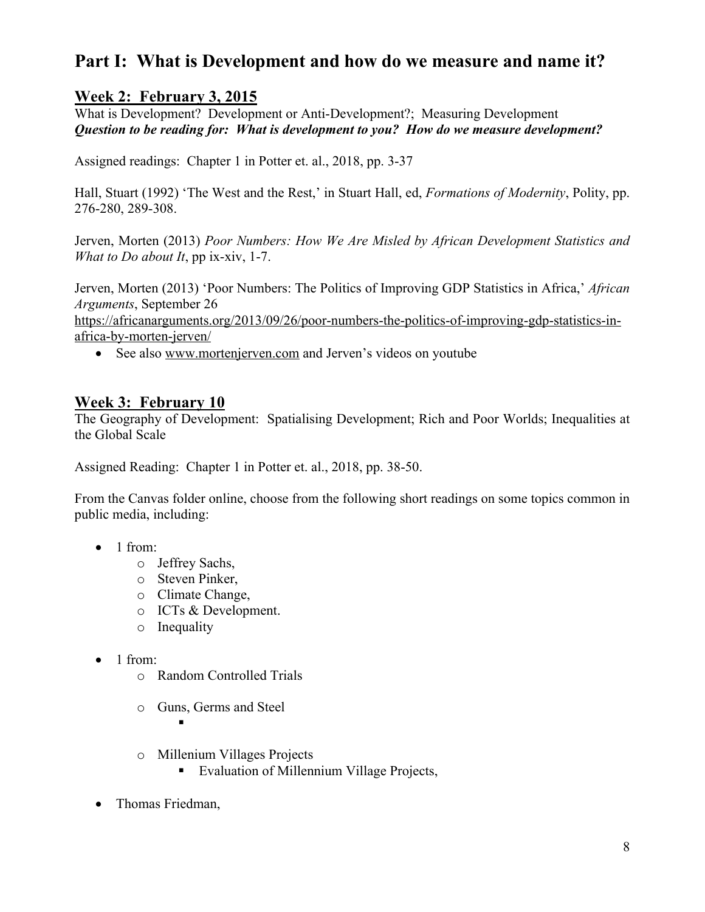# Part I: What is Development and how do we measure and name it?

## Week 2: February 3, 2015

What is Development? Development or Anti-Development?; Measuring Development
***Question to be reading for: What is development to you? How do we measure development?***

Assigned readings: Chapter 1 in Potter et. al., 2018, pp. 3-37

Hall, Stuart (1992) 'The West and the Rest,' in Stuart Hall, ed, *Formations of Modernity*, Polity, pp. 276-280, 289-308.

Jerven, Morten (2013) *Poor Numbers: How We Are Misled by African Development Statistics and What to Do about It*, pp ix-xiv, 1-7.

Jerven, Morten (2013) 'Poor Numbers: The Politics of Improving GDP Statistics in Africa,' *African Arguments*, September 26
https://africanarguments.org/2013/09/26/poor-numbers-the-politics-of-improving-gdp-statistics-in-africa-by-morten-jerven/

- See also www.mortenjerven.com and Jerven's videos on youtube

## Week 3: February 10

The Geography of Development: Spatialising Development; Rich and Poor Worlds; Inequalities at the Global Scale

Assigned Reading: Chapter 1 in Potter et. al., 2018, pp. 38-50.

From the Canvas folder online, choose from the following short readings on some topics common in public media, including:

- 1 from:
  - Jeffrey Sachs,
  - Steven Pinker,
  - Climate Change,
  - ICTs & Development.
  - Inequality
- 1 from:
  - Random Controlled Trials
  - Guns, Germs and Steel
  - Millenium Villages Projects
    - Evaluation of Millennium Village Projects,
- Thomas Friedman,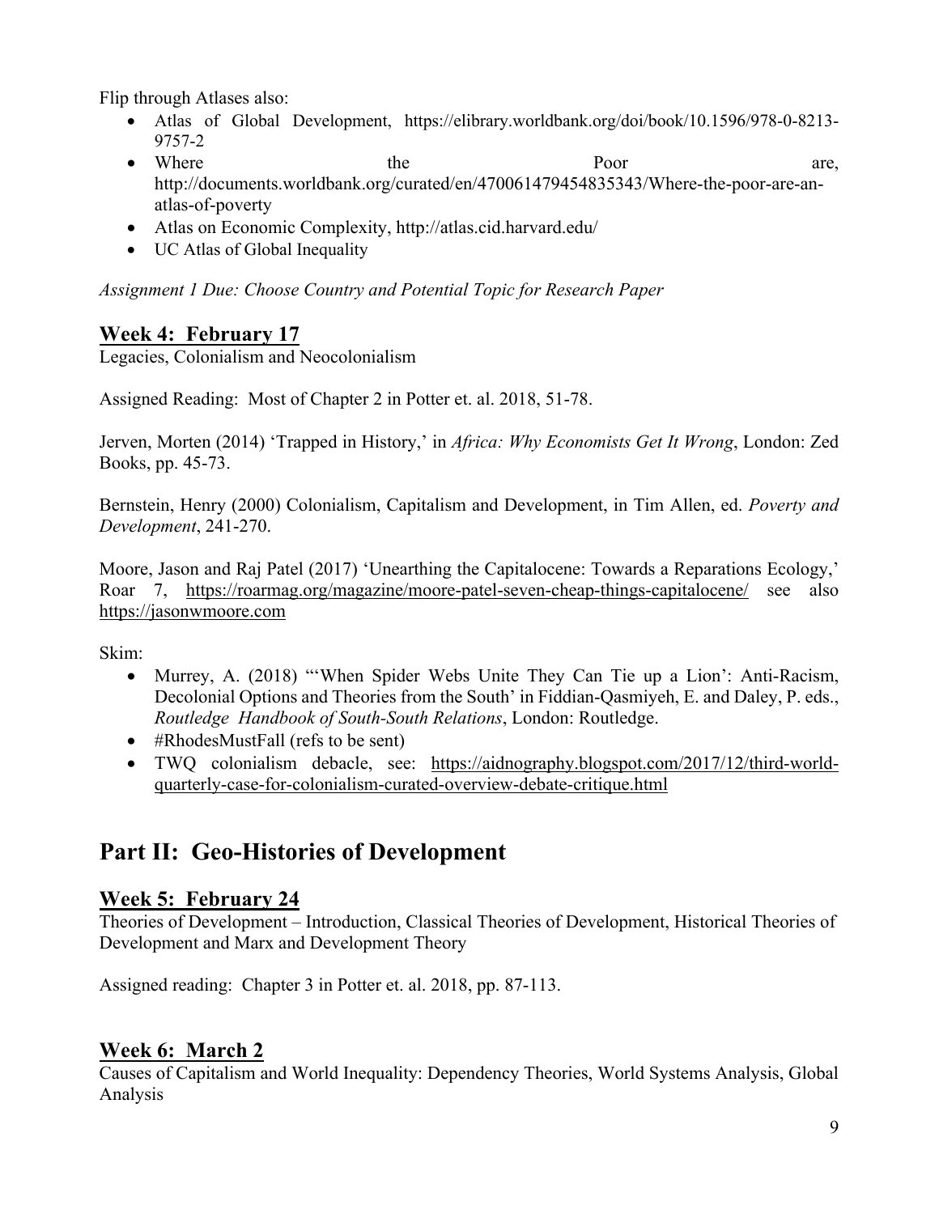Flip through Atlases also:

- Atlas of Global Development, https://elibrary.worldbank.org/doi/book/10.1596/978-0-8213-9757-2
- Where the Poor are, http://documents.worldbank.org/curated/en/470061479454835343/Where-the-poor-are-an-atlas-of-poverty
- Atlas on Economic Complexity, http://atlas.cid.harvard.edu/
- UC Atlas of Global Inequality

*Assignment 1 Due: Choose Country and Potential Topic for Research Paper*

## Week 4: February 17

Legacies, Colonialism and Neocolonialism

Assigned Reading: Most of Chapter 2 in Potter et. al. 2018, 51-78.

Jerven, Morten (2014) 'Trapped in History,' in *Africa: Why Economists Get It Wrong*, London: Zed Books, pp. 45-73.

Bernstein, Henry (2000) Colonialism, Capitalism and Development, in Tim Allen, ed. *Poverty and Development*, 241-270.

Moore, Jason and Raj Patel (2017) 'Unearthing the Capitalocene: Towards a Reparations Ecology,' Roar 7, https://roarmag.org/magazine/moore-patel-seven-cheap-things-capitalocene/ see also https://jasonwmoore.com

Skim:

- Murrey, A. (2018) "'When Spider Webs Unite They Can Tie up a Lion': Anti-Racism, Decolonial Options and Theories from the South' in Fiddian-Qasmiyeh, E. and Daley, P. eds., *Routledge Handbook of South-South Relations*, London: Routledge.
- #RhodesMustFall (refs to be sent)
- TWQ colonialism debacle, see: https://aidnography.blogspot.com/2017/12/third-world-quarterly-case-for-colonialism-curated-overview-debate-critique.html

# Part II: Geo-Histories of Development

## Week 5: February 24

Theories of Development – Introduction, Classical Theories of Development, Historical Theories of Development and Marx and Development Theory

Assigned reading: Chapter 3 in Potter et. al. 2018, pp. 87-113.

## Week 6: March 2

Causes of Capitalism and World Inequality: Dependency Theories, World Systems Analysis, Global Analysis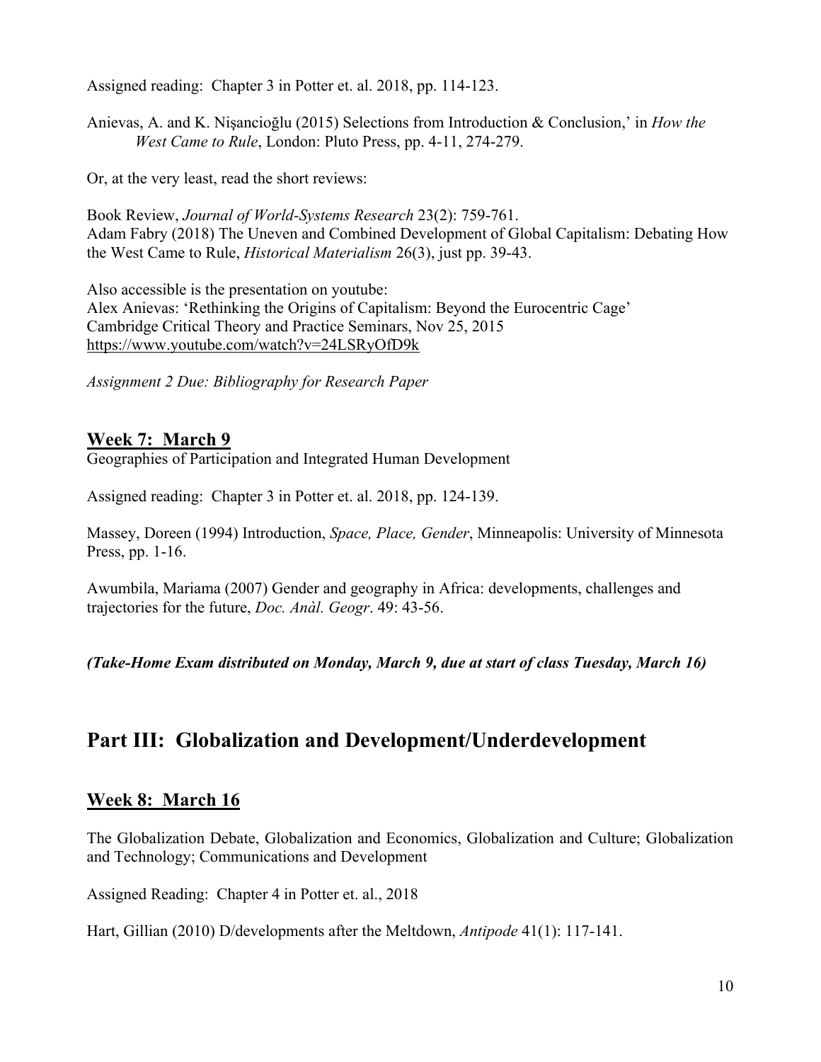Assigned reading: Chapter 3 in Potter et. al. 2018, pp. 114-123.

Anievas, A. and K. Nişancioğlu (2015) Selections from Introduction & Conclusion,' in *How the West Came to Rule*, London: Pluto Press, pp. 4-11, 274-279.

Or, at the very least, read the short reviews:

Book Review, *Journal of World-Systems Research* 23(2): 759-761.
Adam Fabry (2018) The Uneven and Combined Development of Global Capitalism: Debating How the West Came to Rule, *Historical Materialism* 26(3), just pp. 39-43.

Also accessible is the presentation on youtube:
Alex Anievas: 'Rethinking the Origins of Capitalism: Beyond the Eurocentric Cage'
Cambridge Critical Theory and Practice Seminars, Nov 25, 2015
https://www.youtube.com/watch?v=24LSRyOfD9k

*Assignment 2 Due: Bibliography for Research Paper*

## Week 7: March 9

Geographies of Participation and Integrated Human Development

Assigned reading: Chapter 3 in Potter et. al. 2018, pp. 124-139.

Massey, Doreen (1994) Introduction, *Space, Place, Gender*, Minneapolis: University of Minnesota Press, pp. 1-16.

Awumbila, Mariama (2007) Gender and geography in Africa: developments, challenges and trajectories for the future, *Doc. Anàl. Geogr*. 49: 43-56.

***(Take-Home Exam distributed on Monday, March 9, due at start of class Tuesday, March 16)***

# Part III: Globalization and Development/Underdevelopment

## Week 8: March 16

The Globalization Debate, Globalization and Economics, Globalization and Culture; Globalization and Technology; Communications and Development

Assigned Reading: Chapter 4 in Potter et. al., 2018

Hart, Gillian (2010) D/developments after the Meltdown, *Antipode* 41(1): 117-141.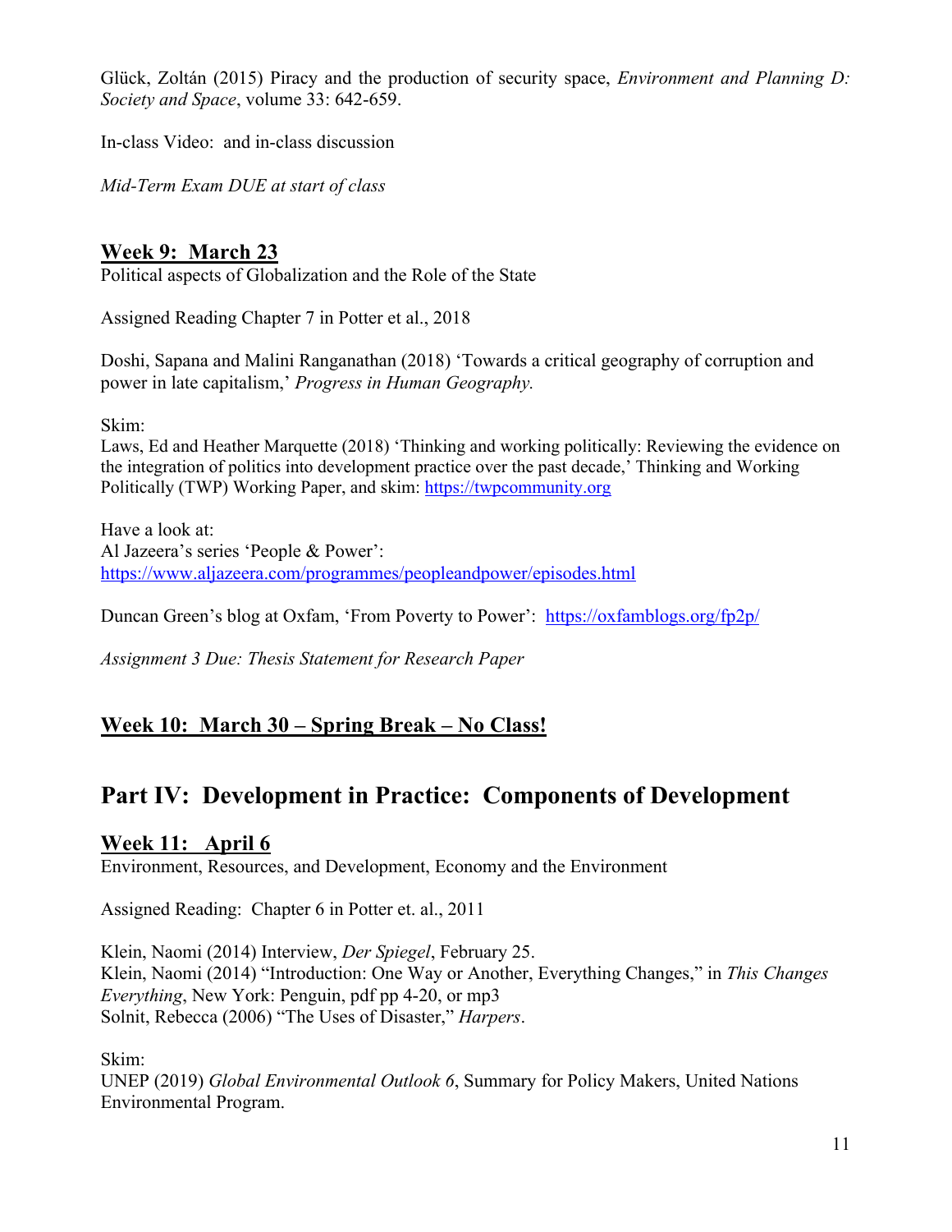Glück, Zoltán (2015) Piracy and the production of security space, *Environment and Planning D: Society and Space*, volume 33: 642-659.

In-class Video: and in-class discussion

*Mid-Term Exam DUE at start of class*

## Week 9: March 23

Political aspects of Globalization and the Role of the State

Assigned Reading Chapter 7 in Potter et al., 2018

Doshi, Sapana and Malini Ranganathan (2018) 'Towards a critical geography of corruption and power in late capitalism,' *Progress in Human Geography.*

Skim:
Laws, Ed and Heather Marquette (2018) 'Thinking and working politically: Reviewing the evidence on the integration of politics into development practice over the past decade,' Thinking and Working Politically (TWP) Working Paper, and skim: https://twpcommunity.org

Have a look at:
Al Jazeera's series 'People & Power': https://www.aljazeera.com/programmes/peopleandpower/episodes.html

Duncan Green's blog at Oxfam, 'From Poverty to Power': https://oxfamblogs.org/fp2p/

*Assignment 3 Due: Thesis Statement for Research Paper*

## Week 10: March 30 – Spring Break – No Class!

# Part IV: Development in Practice: Components of Development

## Week 11: April 6

Environment, Resources, and Development, Economy and the Environment

Assigned Reading: Chapter 6 in Potter et. al., 2011

Klein, Naomi (2014) Interview, *Der Spiegel*, February 25.
Klein, Naomi (2014) "Introduction: One Way or Another, Everything Changes," in *This Changes Everything*, New York: Penguin, pdf pp 4-20, or mp3
Solnit, Rebecca (2006) "The Uses of Disaster," *Harpers*.

Skim:
UNEP (2019) *Global Environmental Outlook 6*, Summary for Policy Makers, United Nations Environmental Program.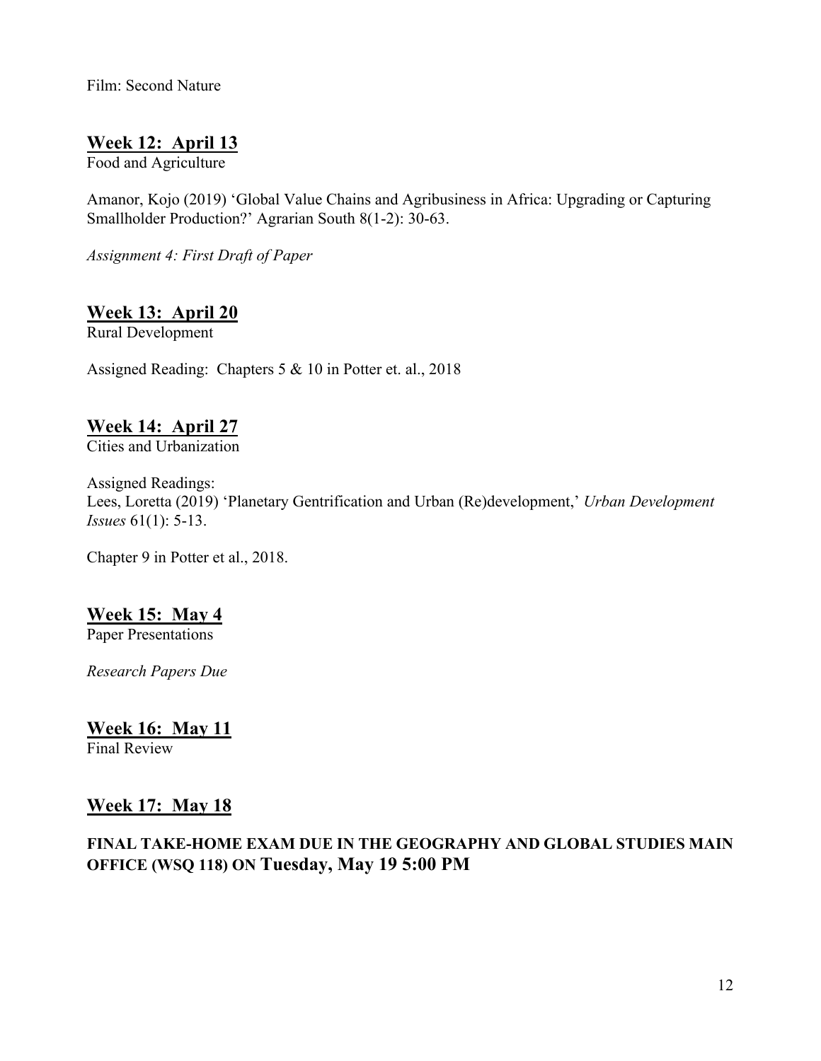Film: Second Nature

## Week 12: April 13

Food and Agriculture

Amanor, Kojo (2019) 'Global Value Chains and Agribusiness in Africa: Upgrading or Capturing Smallholder Production?' Agrarian South 8(1-2): 30-63.

*Assignment 4: First Draft of Paper*

## Week 13: April 20

Rural Development

Assigned Reading: Chapters 5 & 10 in Potter et. al., 2018

## Week 14: April 27

Cities and Urbanization

Assigned Readings:
Lees, Loretta (2019) 'Planetary Gentrification and Urban (Re)development,' *Urban Development Issues* 61(1): 5-13.

Chapter 9 in Potter et al., 2018.

## Week 15: May 4

Paper Presentations

*Research Papers Due*

## Week 16: May 11

Final Review

## Week 17: May 18

**FINAL TAKE-HOME EXAM DUE IN THE GEOGRAPHY AND GLOBAL STUDIES MAIN OFFICE (WSQ 118) ON Tuesday, May 19 5:00 PM**